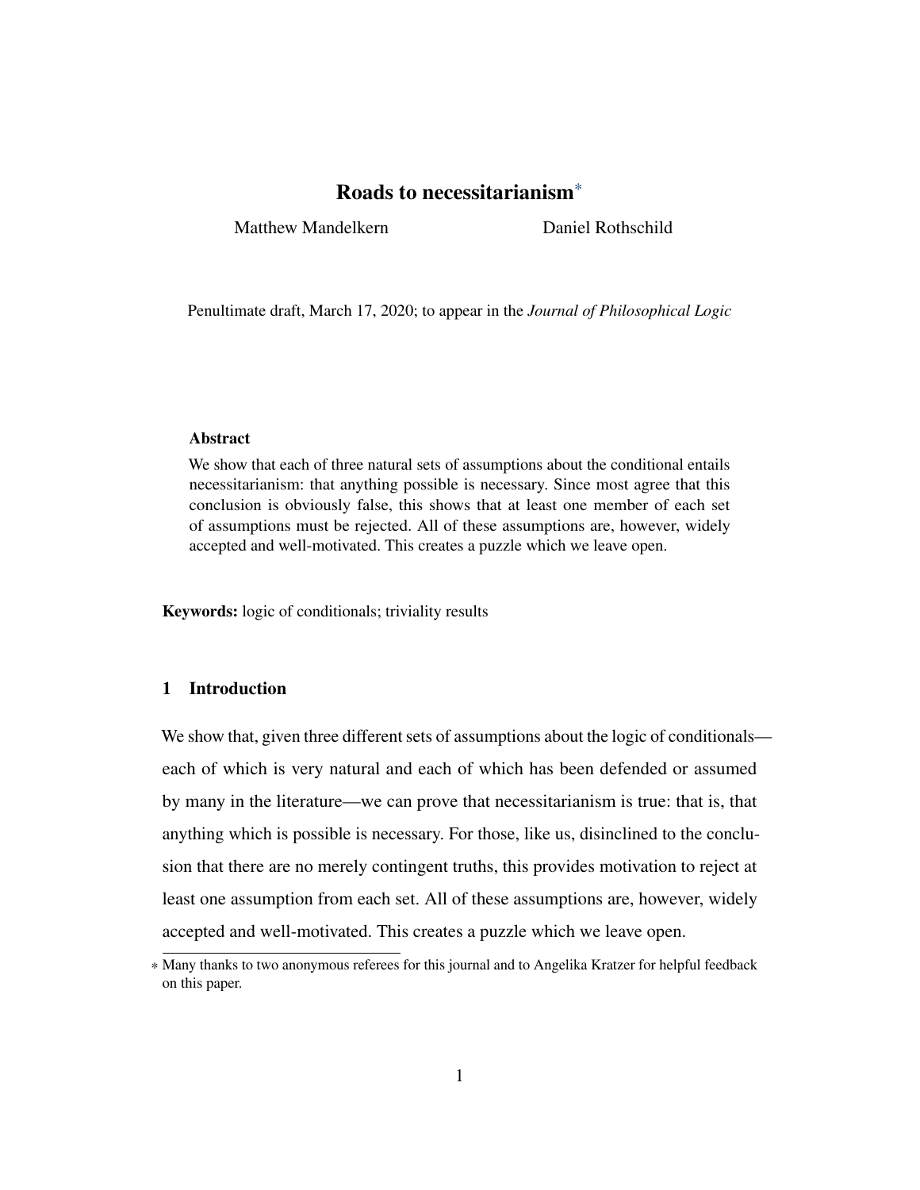# Roads to necessitarianism*

Matthew Mandelkern Daniel Rothschild

Penultimate draft, March 17, 2020; to appear in the *Journal of Philosophical Logic*

### Abstract

We show that each of three natural sets of assumptions about the conditional entails necessitarianism: that anything possible is necessary. Since most agree that this conclusion is obviously false, this shows that at least one member of each set of assumptions must be rejected. All of these assumptions are, however, widely accepted and well-motivated. This creates a puzzle which we leave open.

**Keywords:** logic of conditionals; triviality results

## 1 Introduction

We show that, given three different sets of assumptions about the logic of conditionals—each of which is very natural and each of which has been defended or assumed by many in the literature—we can prove that necessitarianism is true: that is, that anything which is possible is necessary. For those, like us, disinclined to the conclusion that there are no merely contingent truths, this provides motivation to reject at least one assumption from each set. All of these assumptions are, however, widely accepted and well-motivated. This creates a puzzle which we leave open.

* Many thanks to two anonymous referees for this journal and to Angelika Kratzer for helpful feedback on this paper.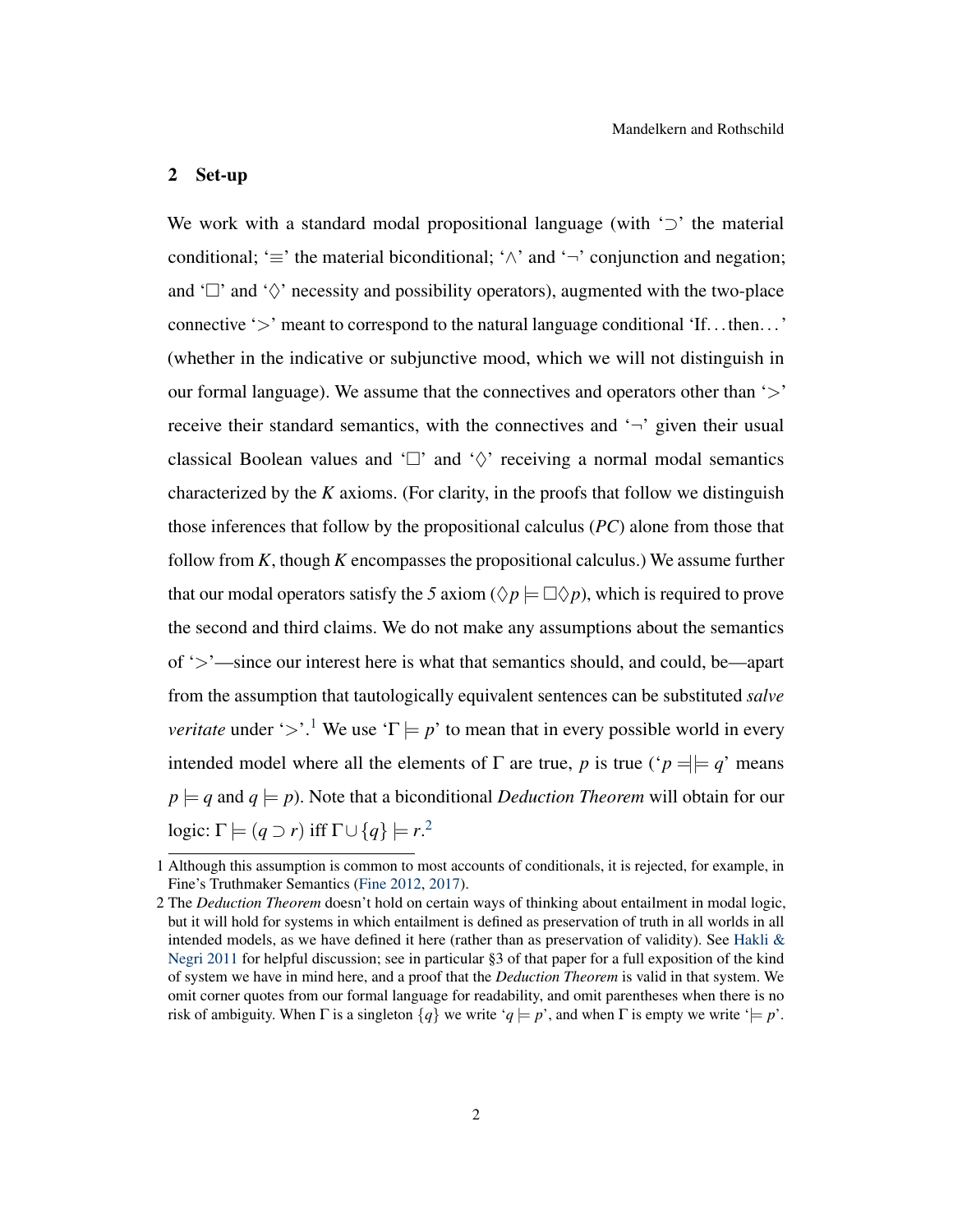## 2 Set-up

We work with a standard modal propositional language (with '$\supset$' the material conditional; '$\equiv$' the material biconditional; '$\wedge$' and '$\neg$' conjunction and negation; and '$\Box$' and '$\Diamond$' necessity and possibility operators), augmented with the two-place connective '$>$' meant to correspond to the natural language conditional 'If...then...' (whether in the indicative or subjunctive mood, which we will not distinguish in our formal language). We assume that the connectives and operators other than '$>$' receive their standard semantics, with the connectives and '$\neg$' given their usual classical Boolean values and '$\Box$' and '$\Diamond$' receiving a normal modal semantics characterized by the *K* axioms. (For clarity, in the proofs that follow we distinguish those inferences that follow by the propositional calculus (*PC*) alone from those that follow from *K*, though *K* encompasses the propositional calculus.) We assume further that our modal operators satisfy the *5* axiom ($\Diamond p \models \Box\Diamond p$), which is required to prove the second and third claims. We do not make any assumptions about the semantics of '$>$'—since our interest here is what that semantics should, and could, be—apart from the assumption that tautologically equivalent sentences can be substituted *salve veritate* under '$>$'.[1] We use '$\Gamma \models p$' to mean that in every possible world in every intended model where all the elements of $\Gamma$ are true, $p$ is true ('$p \dashv\models q$' means $p \models q$ and $q \models p$). Note that a biconditional *Deduction Theorem* will obtain for our logic: $\Gamma \models (q \supset r)$ iff $\Gamma \cup \{q\} \models r$.[2]

1 Although this assumption is common to most accounts of conditionals, it is rejected, for example, in Fine's Truthmaker Semantics (Fine 2012, 2017).

2 The *Deduction Theorem* doesn't hold on certain ways of thinking about entailment in modal logic, but it will hold for systems in which entailment is defined as preservation of truth in all worlds in all intended models, as we have defined it here (rather than as preservation of validity). See Hakli & Negri 2011 for helpful discussion; see in particular §3 of that paper for a full exposition of the kind of system we have in mind here, and a proof that the *Deduction Theorem* is valid in that system. We omit corner quotes from our formal language for readability, and omit parentheses when there is no risk of ambiguity. When $\Gamma$ is a singleton $\{q\}$ we write '$q \models p$', and when $\Gamma$ is empty we write '$\models p$'.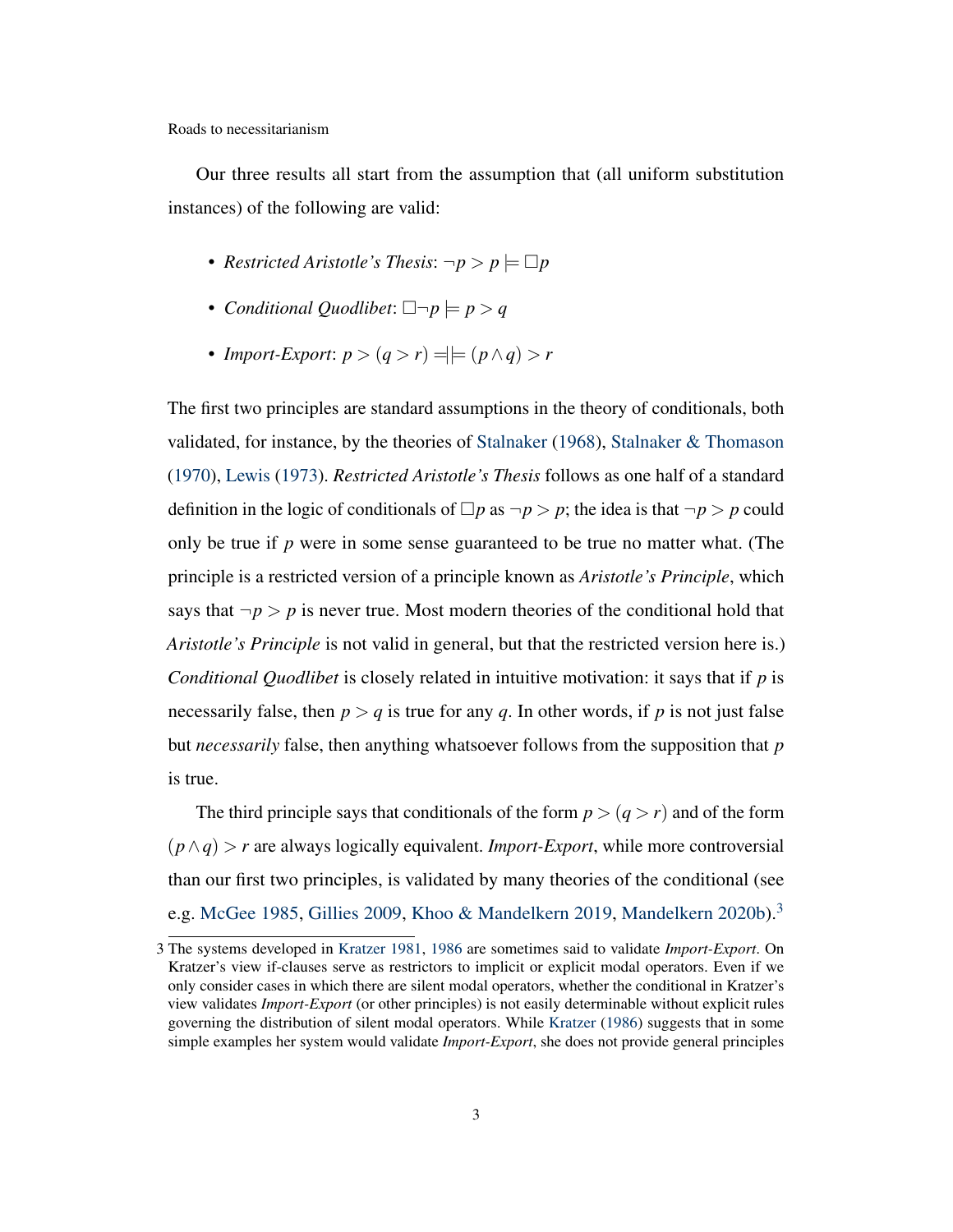Our three results all start from the assumption that (all uniform substitution instances) of the following are valid:

- *Restricted Aristotle's Thesis*: $\neg p > p \models \Box p$
- *Conditional Quodlibet*: $\Box\neg p \models p > q$
- *Import-Export*: $p > (q > r) \mathrel{=\!\!|\!\!\models} (p \wedge q) > r$

The first two principles are standard assumptions in the theory of conditionals, both validated, for instance, by the theories of Stalnaker (1968), Stalnaker & Thomason (1970), Lewis (1973). *Restricted Aristotle's Thesis* follows as one half of a standard definition in the logic of conditionals of $\Box p$ as $\neg p > p$; the idea is that $\neg p > p$ could only be true if $p$ were in some sense guaranteed to be true no matter what. (The principle is a restricted version of a principle known as *Aristotle's Principle*, which says that $\neg p > p$ is never true. Most modern theories of the conditional hold that *Aristotle's Principle* is not valid in general, but that the restricted version here is.) *Conditional Quodlibet* is closely related in intuitive motivation: it says that if $p$ is necessarily false, then $p > q$ is true for any $q$. In other words, if $p$ is not just false but *necessarily* false, then anything whatsoever follows from the supposition that $p$ is true.

The third principle says that conditionals of the form $p > (q > r)$ and of the form $(p \wedge q) > r$ are always logically equivalent. *Import-Export*, while more controversial than our first two principles, is validated by many theories of the conditional (see e.g. McGee 1985, Gillies 2009, Khoo & Mandelkern 2019, Mandelkern 2020b).[3]

3 The systems developed in Kratzer 1981, 1986 are sometimes said to validate *Import-Export*. On Kratzer's view if-clauses serve as restrictors to implicit or explicit modal operators. Even if we only consider cases in which there are silent modal operators, whether the conditional in Kratzer's view validates *Import-Export* (or other principles) is not easily determinable without explicit rules governing the distribution of silent modal operators. While Kratzer (1986) suggests that in some simple examples her system would validate *Import-Export*, she does not provide general principles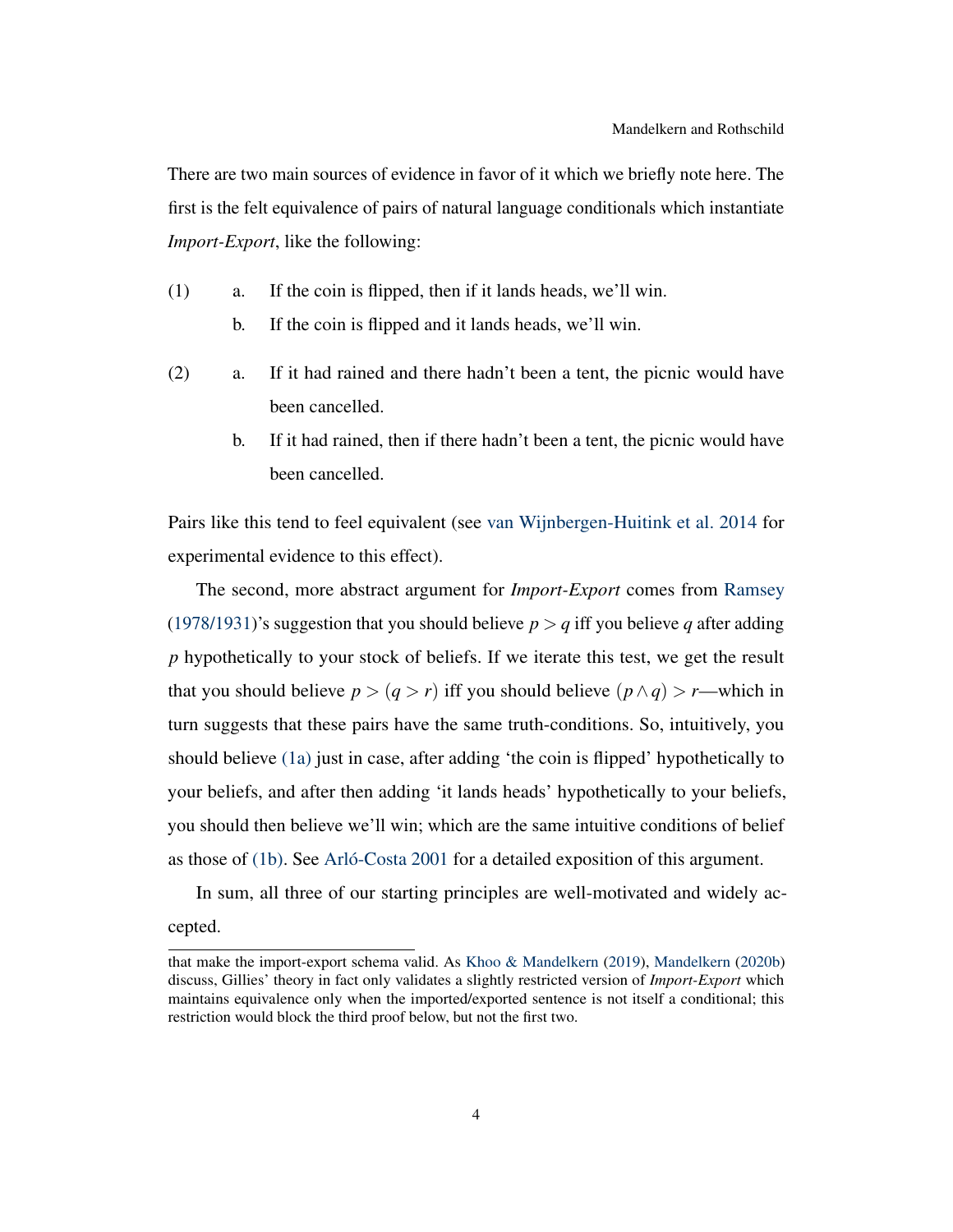There are two main sources of evidence in favor of it which we briefly note here. The first is the felt equivalence of pairs of natural language conditionals which instantiate *Import-Export*, like the following:

(1) a. If the coin is flipped, then if it lands heads, we'll win.
  b. If the coin is flipped and it lands heads, we'll win.

(2) a. If it had rained and there hadn't been a tent, the picnic would have been cancelled.
  b. If it had rained, then if there hadn't been a tent, the picnic would have been cancelled.

Pairs like this tend to feel equivalent (see van Wijnbergen-Huitink et al. 2014 for experimental evidence to this effect).

The second, more abstract argument for *Import-Export* comes from Ramsey (1978/1931)'s suggestion that you should believe $p > q$ iff you believe $q$ after adding $p$ hypothetically to your stock of beliefs. If we iterate this test, we get the result that you should believe $p > (q > r)$ iff you should believe $(p \wedge q) > r$—which in turn suggests that these pairs have the same truth-conditions. So, intuitively, you should believe (1a) just in case, after adding 'the coin is flipped' hypothetically to your beliefs, and after then adding 'it lands heads' hypothetically to your beliefs, you should then believe we'll win; which are the same intuitive conditions of belief as those of (1b). See Arló-Costa 2001 for a detailed exposition of this argument.

In sum, all three of our starting principles are well-motivated and widely accepted.

---

that make the import-export schema valid. As Khoo & Mandelkern (2019), Mandelkern (2020b) discuss, Gillies' theory in fact only validates a slightly restricted version of *Import-Export* which maintains equivalence only when the imported/exported sentence is not itself a conditional; this restriction would block the third proof below, but not the first two.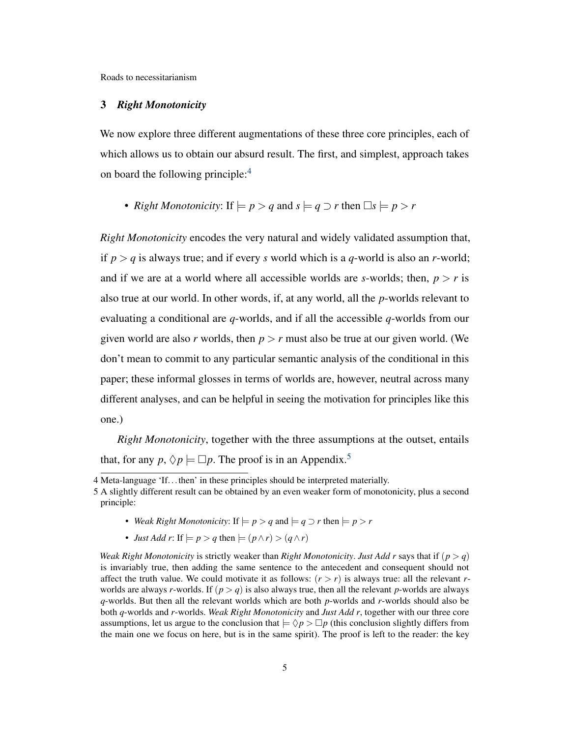## 3 *Right Monotonicity*

We now explore three different augmentations of these three core principles, each of which allows us to obtain our absurd result. The first, and simplest, approach takes on board the following principle:[4]

- *Right Monotonicity*: If $\models p > q$ and $s \models q \supset r$ then $\Box s \models p > r$

*Right Monotonicity* encodes the very natural and widely validated assumption that, if $p > q$ is always true; and if every $s$ world which is a $q$-world is also an $r$-world; and if we are at a world where all accessible worlds are $s$-worlds; then, $p > r$ is also true at our world. In other words, if, at any world, all the $p$-worlds relevant to evaluating a conditional are $q$-worlds, and if all the accessible $q$-worlds from our given world are also $r$ worlds, then $p > r$ must also be true at our given world. (We don't mean to commit to any particular semantic analysis of the conditional in this paper; these informal glosses in terms of worlds are, however, neutral across many different analyses, and can be helpful in seeing the motivation for principles like this one.)

*Right Monotonicity*, together with the three assumptions at the outset, entails that, for any $p$, $\Diamond p \models \Box p$. The proof is in an Appendix.[5]

---

4 Meta-language 'If...then' in these principles should be interpreted materially.

5 A slightly different result can be obtained by an even weaker form of monotonicity, plus a second principle:

- *Weak Right Monotonicity*: If $\models p > q$ and $\models q \supset r$ then $\models p > r$
- *Just Add r*: If $\models p > q$ then $\models (p \wedge r) > (q \wedge r)$

*Weak Right Monotonicity* is strictly weaker than *Right Monotonicity*. *Just Add r* says that if $(p > q)$ is invariably true, then adding the same sentence to the antecedent and consequent should not affect the truth value. We could motivate it as follows: $(r > r)$ is always true: all the relevant $r$-worlds are always $r$-worlds. If $(p > q)$ is also always true, then all the relevant $p$-worlds are always $q$-worlds. But then all the relevant worlds which are both $p$-worlds and $r$-worlds should also be both $q$-worlds and $r$-worlds. *Weak Right Monotonicity* and *Just Add r*, together with our three core assumptions, let us argue to the conclusion that $\models \Diamond p > \Box p$ (this conclusion slightly differs from the main one we focus on here, but is in the same spirit). The proof is left to the reader: the key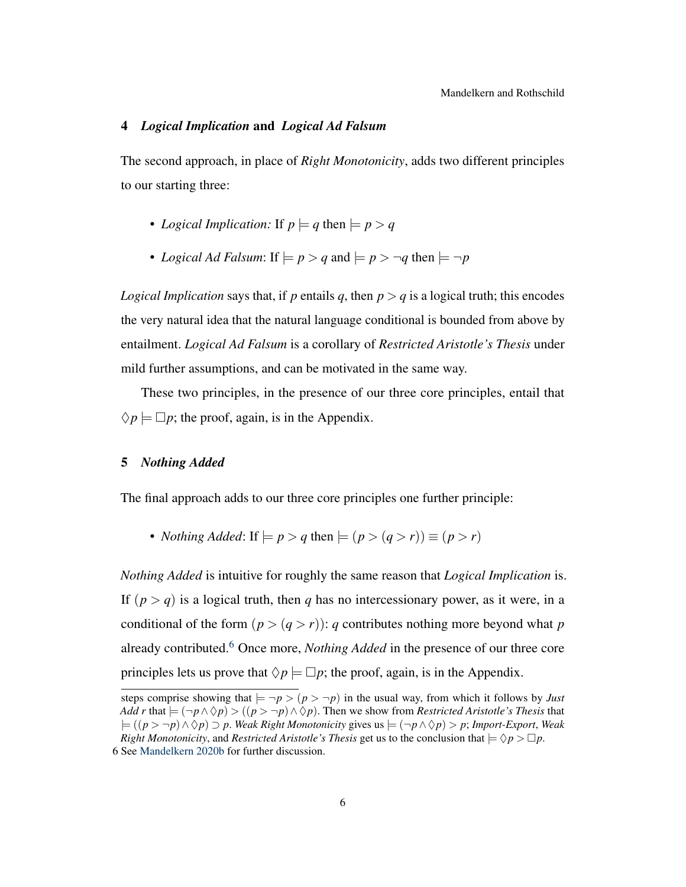## 4 *Logical Implication* and *Logical Ad Falsum*

The second approach, in place of *Right Monotonicity*, adds two different principles to our starting three:

- *Logical Implication:* If $p \models q$ then $\models p > q$
- *Logical Ad Falsum*: If $\models p > q$ and $\models p > \neg q$ then $\models \neg p$

*Logical Implication* says that, if $p$ entails $q$, then $p > q$ is a logical truth; this encodes the very natural idea that the natural language conditional is bounded from above by entailment. *Logical Ad Falsum* is a corollary of *Restricted Aristotle's Thesis* under mild further assumptions, and can be motivated in the same way.

These two principles, in the presence of our three core principles, entail that $\Diamond p \models \Box p$; the proof, again, is in the Appendix.

## 5 *Nothing Added*

The final approach adds to our three core principles one further principle:

- *Nothing Added*: If $\models p > q$ then $\models (p > (q > r)) \equiv (p > r)$

*Nothing Added* is intuitive for roughly the same reason that *Logical Implication* is. If $(p > q)$ is a logical truth, then $q$ has no intercessionary power, as it were, in a conditional of the form $(p > (q > r))$: $q$ contributes nothing more beyond what $p$ already contributed.[6] Once more, *Nothing Added* in the presence of our three core principles lets us prove that $\Diamond p \models \Box p$; the proof, again, is in the Appendix.

---

steps comprise showing that $\models \neg p > (p > \neg p)$ in the usual way, from which it follows by *Just Add r* that $\models (\neg p \wedge \Diamond p) > ((p > \neg p) \wedge \Diamond p)$. Then we show from *Restricted Aristotle's Thesis* that $\models ((p > \neg p) \wedge \Diamond p) \supset p$. *Weak Right Monotonicity* gives us $\models (\neg p \wedge \Diamond p) > p$; *Import-Export*, *Weak Right Monotonicity*, and *Restricted Aristotle's Thesis* get us to the conclusion that $\models \Diamond p > \Box p$.

6 See Mandelkern 2020b for further discussion.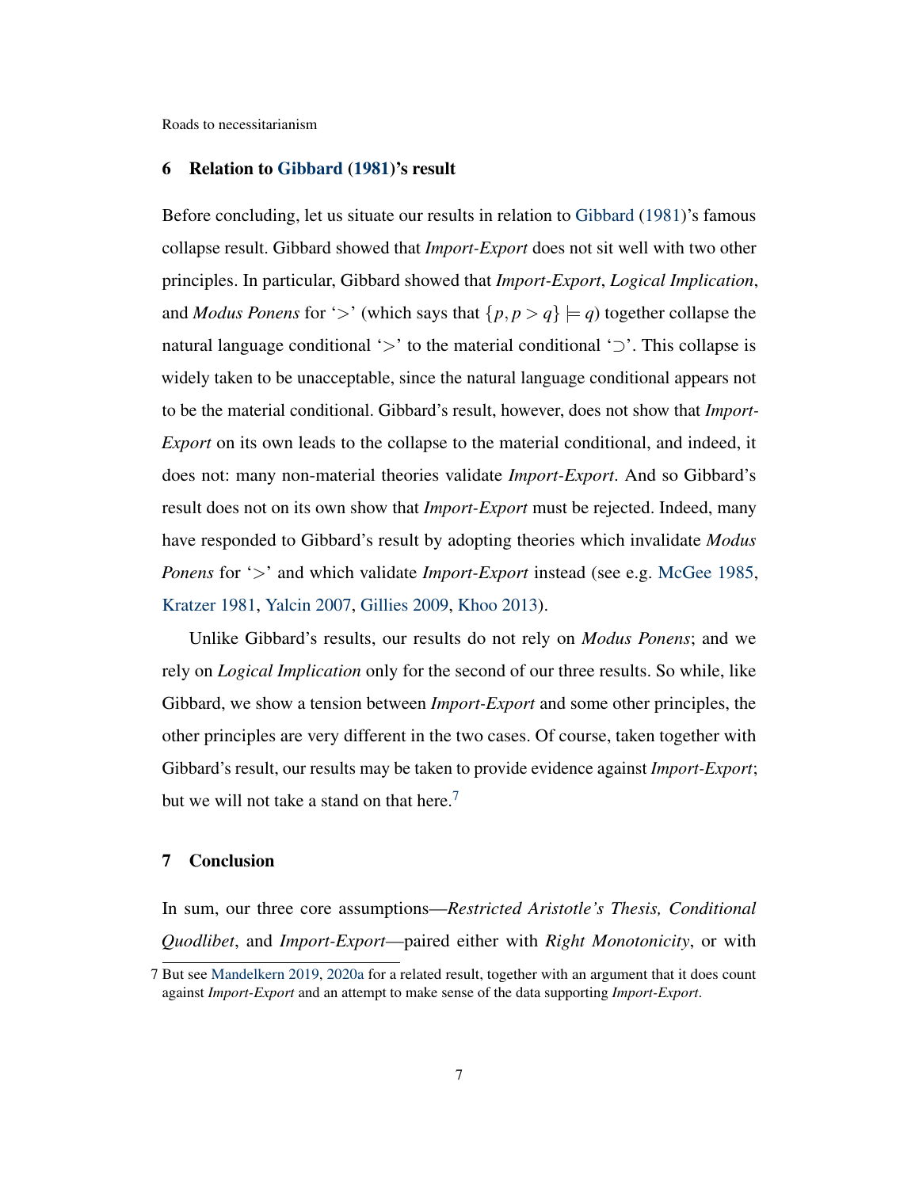## 6 Relation to Gibbard (1981)'s result

Before concluding, let us situate our results in relation to Gibbard (1981)'s famous collapse result. Gibbard showed that *Import-Export* does not sit well with two other principles. In particular, Gibbard showed that *Import-Export*, *Logical Implication*, and *Modus Ponens* for '$>$' (which says that $\{p, p > q\} \models q$) together collapse the natural language conditional '$>$' to the material conditional '$\supset$'. This collapse is widely taken to be unacceptable, since the natural language conditional appears not to be the material conditional. Gibbard's result, however, does not show that *Import-Export* on its own leads to the collapse to the material conditional, and indeed, it does not: many non-material theories validate *Import-Export*. And so Gibbard's result does not on its own show that *Import-Export* must be rejected. Indeed, many have responded to Gibbard's result by adopting theories which invalidate *Modus Ponens* for '$>$' and which validate *Import-Export* instead (see e.g. McGee 1985, Kratzer 1981, Yalcin 2007, Gillies 2009, Khoo 2013).

Unlike Gibbard's results, our results do not rely on *Modus Ponens*; and we rely on *Logical Implication* only for the second of our three results. So while, like Gibbard, we show a tension between *Import-Export* and some other principles, the other principles are very different in the two cases. Of course, taken together with Gibbard's result, our results may be taken to provide evidence against *Import-Export*; but we will not take a stand on that here.[7]

## 7 Conclusion

In sum, our three core assumptions—*Restricted Aristotle's Thesis, Conditional Quodlibet*, and *Import-Export*—paired either with *Right Monotonicity*, or with

[7] But see Mandelkern 2019, 2020a for a related result, together with an argument that it does count against *Import-Export* and an attempt to make sense of the data supporting *Import-Export*.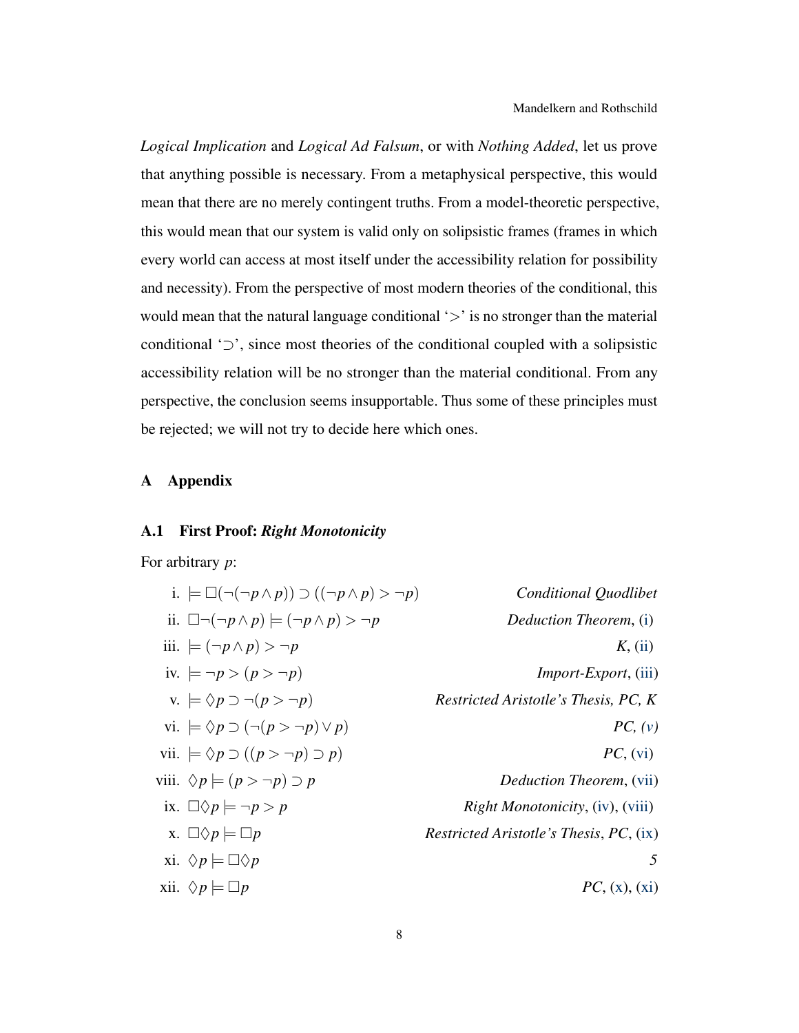*Logical Implication* and *Logical Ad Falsum*, or with *Nothing Added*, let us prove that anything possible is necessary. From a metaphysical perspective, this would mean that there are no merely contingent truths. From a model-theoretic perspective, this would mean that our system is valid only on solipsistic frames (frames in which every world can access at most itself under the accessibility relation for possibility and necessity). From the perspective of most modern theories of the conditional, this would mean that the natural language conditional '$>$' is no stronger than the material conditional '$\supset$', since most theories of the conditional coupled with a solipsistic accessibility relation will be no stronger than the material conditional. From any perspective, the conclusion seems insupportable. Thus some of these principles must be rejected; we will not try to decide here which ones.

# A Appendix

## A.1 First Proof: *Right Monotonicity*

For arbitrary $p$:

| | | |
|---|---|---|
| i. | $\models \Box(\neg(\neg p \wedge p)) \supset ((\neg p \wedge p) > \neg p)$ | *Conditional Quodlibet* |
| ii. | $\Box\neg(\neg p \wedge p) \models (\neg p \wedge p) > \neg p$ | *Deduction Theorem*, (i) |
| iii. | $\models (\neg p \wedge p) > \neg p$ | *K*, (ii) |
| iv. | $\models \neg p > (p > \neg p)$ | *Import-Export*, (iii) |
| v. | $\models \Diamond p \supset \neg(p > \neg p)$ | *Restricted Aristotle's Thesis, PC, K* |
| vi. | $\models \Diamond p \supset (\neg(p > \neg p) \vee p)$ | *PC, (v)* |
| vii. | $\models \Diamond p \supset ((p > \neg p) \supset p)$ | *PC*, (vi) |
| viii. | $\Diamond p \models (p > \neg p) \supset p$ | *Deduction Theorem*, (vii) |
| ix. | $\Box\Diamond p \models \neg p > p$ | *Right Monotonicity*, (iv), (viii) |
| x. | $\Box\Diamond p \models \Box p$ | *Restricted Aristotle's Thesis*, *PC*, (ix) |
| xi. | $\Diamond p \models \Box\Diamond p$ | *5* |
| xii. | $\Diamond p \models \Box p$ | *PC*, (x), (xi) |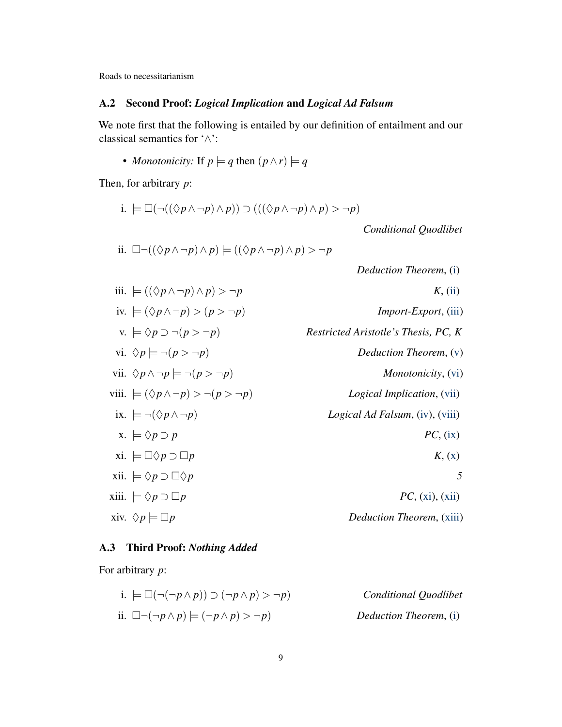## A.2 Second Proof: *Logical Implication* and *Logical Ad Falsum*

We note first that the following is entailed by our definition of entailment and our classical semantics for '$\wedge$':

- *Monotonicity:* If $p \models q$ then $(p \wedge r) \models q$

Then, for arbitrary $p$:

i. $\models \Box(\neg((\Diamond p \wedge \neg p) \wedge p)) \supset (((\Diamond p \wedge \neg p) \wedge p) > \neg p)$ — *Conditional Quodlibet*

ii. $\Box\neg((\Diamond p \wedge \neg p) \wedge p) \models ((\Diamond p \wedge \neg p) \wedge p) > \neg p$ — *Deduction Theorem*, (i)

iii. $\models ((\Diamond p \wedge \neg p) \wedge p) > \neg p$ — *K*, (ii)

iv. $\models (\Diamond p \wedge \neg p) > (p > \neg p)$ — *Import-Export*, (iii)

v. $\models \Diamond p \supset \neg(p > \neg p)$ — *Restricted Aristotle's Thesis, PC, K*

vi. $\Diamond p \models \neg(p > \neg p)$ — *Deduction Theorem*, (v)

vii. $\Diamond p \wedge \neg p \models \neg(p > \neg p)$ — *Monotonicity*, (vi)

viii. $\models (\Diamond p \wedge \neg p) > \neg(p > \neg p)$ — *Logical Implication*, (vii)

ix. $\models \neg(\Diamond p \wedge \neg p)$ — *Logical Ad Falsum*, (iv), (viii)

x. $\models \Diamond p \supset p$ — *PC*, (ix)

xi. $\models \Box\Diamond p \supset \Box p$ — *K*, (x)

xii. $\models \Diamond p \supset \Box\Diamond p$ — *5*

xiii. $\models \Diamond p \supset \Box p$ — *PC*, (xi), (xii)

xiv. $\Diamond p \models \Box p$ — *Deduction Theorem*, (xiii)

## A.3 Third Proof: *Nothing Added*

For arbitrary $p$:

i. $\models \Box(\neg(\neg p \wedge p)) \supset (\neg p \wedge p) > \neg p)$ — *Conditional Quodlibet*

ii. $\Box\neg(\neg p \wedge p) \models (\neg p \wedge p) > \neg p)$ — *Deduction Theorem*, (i)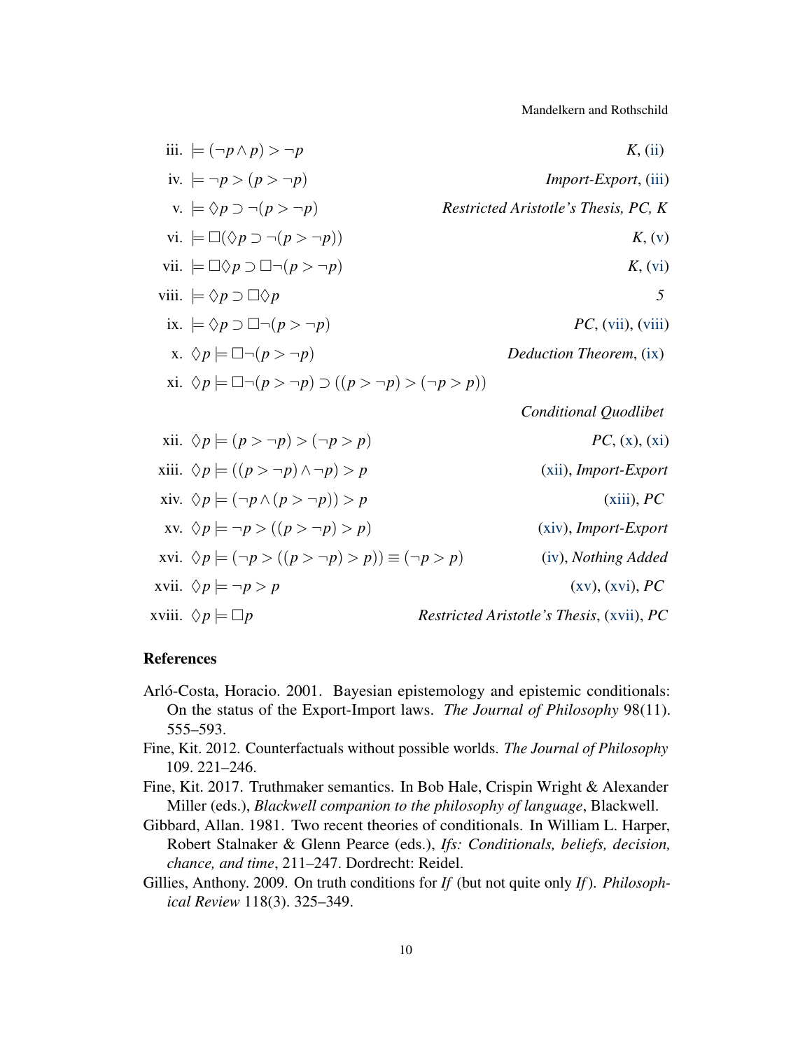iii. $\models (\neg p \wedge p) > \neg p$ — *K*, (ii)

iv. $\models \neg p > (p > \neg p)$ — *Import-Export*, (iii)

v. $\models \Diamond p \supset \neg(p > \neg p)$ — *Restricted Aristotle's Thesis, PC, K*

vi. $\models \Box(\Diamond p \supset \neg(p > \neg p))$ — *K*, (v)

vii. $\models \Box\Diamond p \supset \Box\neg(p > \neg p)$ — *K*, (vi)

viii. $\models \Diamond p \supset \Box\Diamond p$ — *5*

ix. $\models \Diamond p \supset \Box\neg(p > \neg p)$ — *PC*, (vii), (viii)

x. $\Diamond p \models \Box\neg(p > \neg p)$ — *Deduction Theorem*, (ix)

xi. $\Diamond p \models \Box\neg(p > \neg p) \supset ((p > \neg p) > (\neg p > p))$ — *Conditional Quodlibet*

xii. $\Diamond p \models (p > \neg p) > (\neg p > p)$ — *PC*, (x), (xi)

xiii. $\Diamond p \models ((p > \neg p) \wedge \neg p) > p$ — (xii), *Import-Export*

xiv. $\Diamond p \models (\neg p \wedge (p > \neg p)) > p$ — (xiii), *PC*

xv. $\Diamond p \models \neg p > ((p > \neg p) > p)$ — (xiv), *Import-Export*

xvi. $\Diamond p \models (\neg p > ((p > \neg p) > p)) \equiv (\neg p > p)$ — (iv), *Nothing Added*

xvii. $\Diamond p \models \neg p > p$ — (xv), (xvi), *PC*

xviii. $\Diamond p \models \Box p$ — *Restricted Aristotle's Thesis*, (xvii), *PC*

## References

Arló-Costa, Horacio. 2001. Bayesian epistemology and epistemic conditionals: On the status of the Export-Import laws. *The Journal of Philosophy* 98(11). 555–593.

Fine, Kit. 2012. Counterfactuals without possible worlds. *The Journal of Philosophy* 109. 221–246.

Fine, Kit. 2017. Truthmaker semantics. In Bob Hale, Crispin Wright & Alexander Miller (eds.), *Blackwell companion to the philosophy of language*, Blackwell.

Gibbard, Allan. 1981. Two recent theories of conditionals. In William L. Harper, Robert Stalnaker & Glenn Pearce (eds.), *Ifs: Conditionals, beliefs, decision, chance, and time*, 211–247. Dordrecht: Reidel.

Gillies, Anthony. 2009. On truth conditions for *If* (but not quite only *If*). *Philosophical Review* 118(3). 325–349.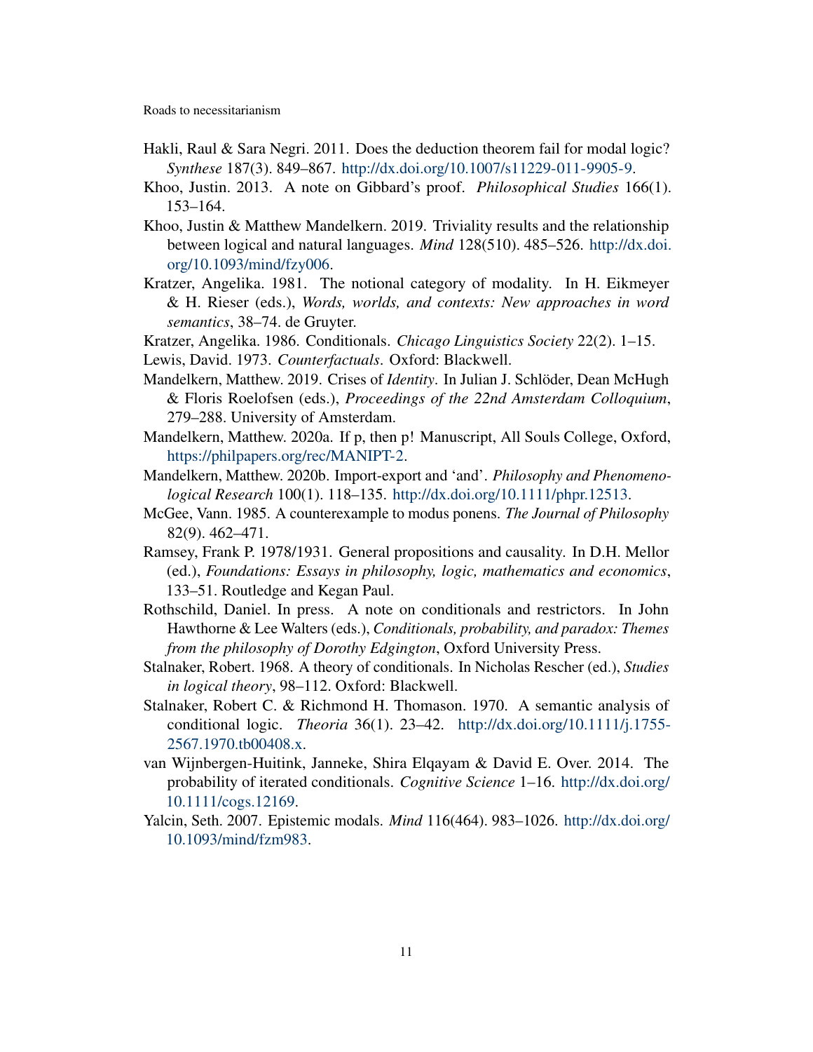Hakli, Raul & Sara Negri. 2011. Does the deduction theorem fail for modal logic? *Synthese* 187(3). 849–867. http://dx.doi.org/10.1007/s11229-011-9905-9.

Khoo, Justin. 2013. A note on Gibbard's proof. *Philosophical Studies* 166(1). 153–164.

Khoo, Justin & Matthew Mandelkern. 2019. Triviality results and the relationship between logical and natural languages. *Mind* 128(510). 485–526. http://dx.doi.org/10.1093/mind/fzy006.

Kratzer, Angelika. 1981. The notional category of modality. In H. Eikmeyer & H. Rieser (eds.), *Words, worlds, and contexts: New approaches in word semantics*, 38–74. de Gruyter.

Kratzer, Angelika. 1986. Conditionals. *Chicago Linguistics Society* 22(2). 1–15.

Lewis, David. 1973. *Counterfactuals*. Oxford: Blackwell.

Mandelkern, Matthew. 2019. Crises of *Identity*. In Julian J. Schlöder, Dean McHugh & Floris Roelofsen (eds.), *Proceedings of the 22nd Amsterdam Colloquium*, 279–288. University of Amsterdam.

Mandelkern, Matthew. 2020a. If p, then p! Manuscript, All Souls College, Oxford, https://philpapers.org/rec/MANIPT-2.

Mandelkern, Matthew. 2020b. Import-export and 'and'. *Philosophy and Phenomenological Research* 100(1). 118–135. http://dx.doi.org/10.1111/phpr.12513.

McGee, Vann. 1985. A counterexample to modus ponens. *The Journal of Philosophy* 82(9). 462–471.

Ramsey, Frank P. 1978/1931. General propositions and causality. In D.H. Mellor (ed.), *Foundations: Essays in philosophy, logic, mathematics and economics*, 133–51. Routledge and Kegan Paul.

Rothschild, Daniel. In press. A note on conditionals and restrictors. In John Hawthorne & Lee Walters (eds.), *Conditionals, probability, and paradox: Themes from the philosophy of Dorothy Edgington*, Oxford University Press.

Stalnaker, Robert. 1968. A theory of conditionals. In Nicholas Rescher (ed.), *Studies in logical theory*, 98–112. Oxford: Blackwell.

Stalnaker, Robert C. & Richmond H. Thomason. 1970. A semantic analysis of conditional logic. *Theoria* 36(1). 23–42. http://dx.doi.org/10.1111/j.1755-2567.1970.tb00408.x.

van Wijnbergen-Huitink, Janneke, Shira Elqayam & David E. Over. 2014. The probability of iterated conditionals. *Cognitive Science* 1–16. http://dx.doi.org/10.1111/cogs.12169.

Yalcin, Seth. 2007. Epistemic modals. *Mind* 116(464). 983–1026. http://dx.doi.org/10.1093/mind/fzm983.